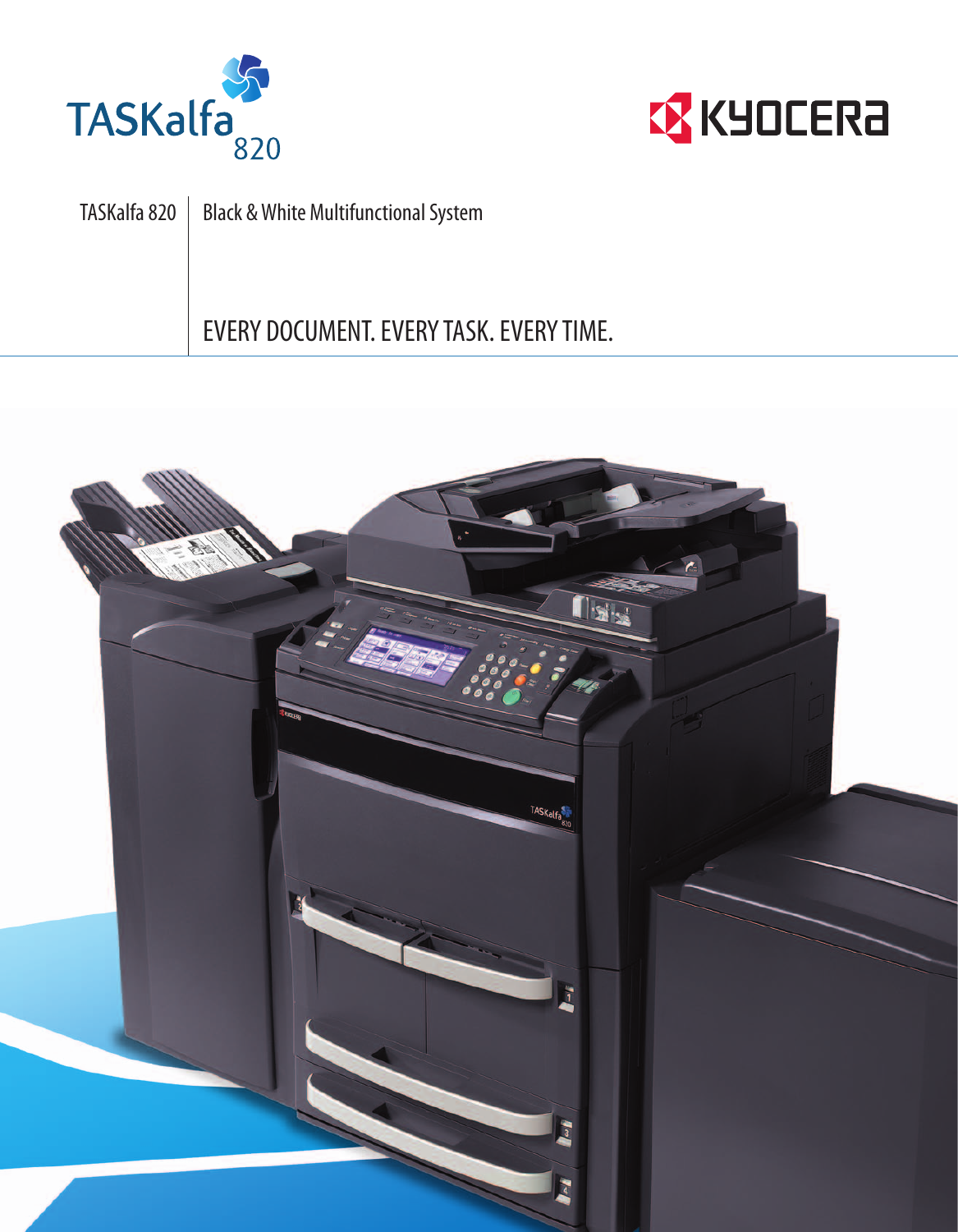TASKalfa 820

KYOCERA

TASKalfa 820 | Black & White Multifunctional System

# EVERY DOCUMENT. EVERY TASK. EVERY TIME.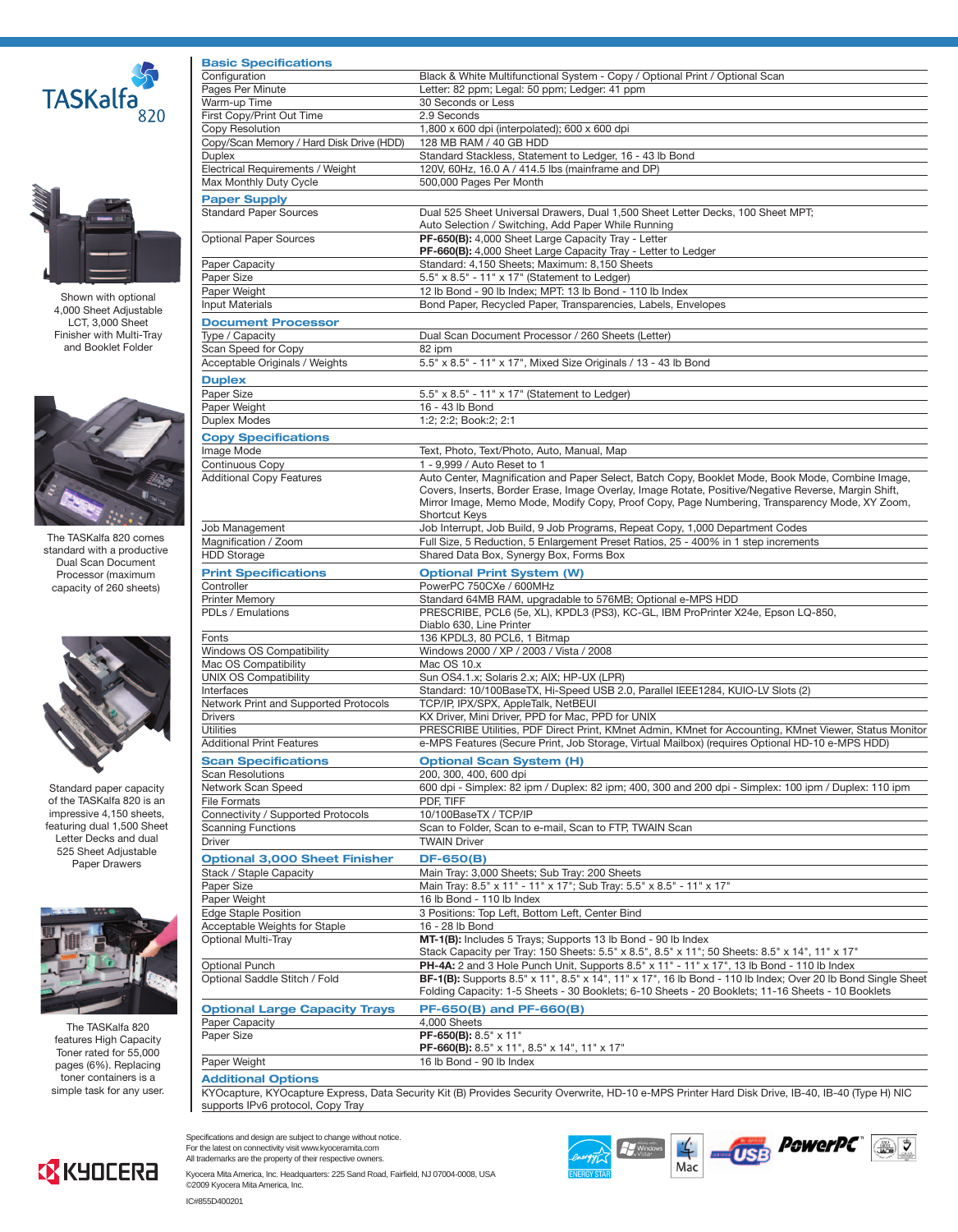TASKalfa 820

Shown with optional 4,000 Sheet Adjustable LCT, 3,000 Sheet Finisher with Multi-Tray and Booklet Folder

The TASKalfa 820 comes standard with a productive Dual Scan Document Processor (maximum capacity of 260 sheets)

Standard paper capacity of the TASKalfa 820 is an impressive 4,150 sheets, featuring dual 1,500 Sheet Letter Decks and dual 525 Sheet Adjustable Paper Drawers

The TASKalfa 820 features High Capacity Toner rated for 55,000 pages (6%). Replacing toner containers is a simple task for any user.

## Basic Specifications

| | |
|---|---|
| Configuration | Black & White Multifunctional System - Copy / Optional Print / Optional Scan |
| Pages Per Minute | Letter: 82 ppm; Legal: 50 ppm; Ledger: 41 ppm |
| Warm-up Time | 30 Seconds or Less |
| First Copy/Print Out Time | 2.9 Seconds |
| Copy Resolution | 1,800 x 600 dpi (interpolated); 600 x 600 dpi |
| Copy/Scan Memory / Hard Disk Drive (HDD) | 128 MB RAM / 40 GB HDD |
| Duplex | Standard Stackless, Statement to Ledger, 16 - 43 lb Bond |
| Electrical Requirements / Weight | 120V, 60Hz, 16.0 A / 414.5 lbs (mainframe and DP) |
| Max Monthly Duty Cycle | 500,000 Pages Per Month |

## Paper Supply

| | |
|---|---|
| Standard Paper Sources | Dual 525 Sheet Universal Drawers, Dual 1,500 Sheet Letter Decks, 100 Sheet MPT; Auto Selection / Switching, Add Paper While Running |
| Optional Paper Sources | **PF-650(B):** 4,000 Sheet Large Capacity Tray - Letter<br>**PF-660(B):** 4,000 Sheet Large Capacity Tray - Letter to Ledger |
| Paper Capacity | Standard: 4,150 Sheets; Maximum: 8,150 Sheets |
| Paper Size | 5.5" x 8.5" - 11" x 17" (Statement to Ledger) |
| Paper Weight | 12 lb Bond - 90 lb Index; MPT: 13 lb Bond - 110 lb Index |
| Input Materials | Bond Paper, Recycled Paper, Transparencies, Labels, Envelopes |

## Document Processor

| | |
|---|---|
| Type / Capacity | Dual Scan Document Processor / 260 Sheets (Letter) |
| Scan Speed for Copy | 82 ipm |
| Acceptable Originals / Weights | 5.5" x 8.5" - 11" x 17", Mixed Size Originals / 13 - 43 lb Bond |

## Duplex

| | |
|---|---|
| Paper Size | 5.5" x 8.5" - 11" x 17" (Statement to Ledger) |
| Paper Weight | 16 - 43 lb Bond |
| Duplex Modes | 1:2; 2:2; Book:2; 2:1 |

## Copy Specifications

| | |
|---|---|
| Image Mode | Text, Photo, Text/Photo, Auto, Manual, Map |
| Continuous Copy | 1 - 9,999 / Auto Reset to 1 |
| Additional Copy Features | Auto Center, Magnification and Paper Select, Batch Copy, Booklet Mode, Book Mode, Combine Image, Covers, Inserts, Border Erase, Image Overlay, Image Rotate, Positive/Negative Reverse, Margin Shift, Mirror Image, Memo Mode, Modify Copy, Proof Copy, Page Numbering, Transparency Mode, XY Zoom, Shortcut Keys |
| Job Management | Job Interrupt, Job Build, 9 Job Programs, Repeat Copy, 1,000 Department Codes |
| Magnification / Zoom | Full Size, 5 Reduction, 5 Enlargement Preset Ratios, 25 - 400% in 1 step increments |
| HDD Storage | Shared Data Box, Synergy Box, Forms Box |

## Print Specifications — Optional Print System (W)

| | |
|---|---|
| Controller | PowerPC 750CXe / 600MHz |
| Printer Memory | Standard 64MB RAM, upgradable to 576MB; Optional e-MPS HDD |
| PDLs / Emulations | PRESCRIBE, PCL6 (5e, XL), KPDL3 (PS3), KC-GL, IBM ProPrinter X24e, Epson LQ-850, Diablo 630, Line Printer |
| Fonts | 136 KPDL3, 80 PCL6, 1 Bitmap |
| Windows OS Compatibility | Windows 2000 / XP / 2003 / Vista / 2008 |
| Mac OS Compatibility | Mac OS 10.x |
| UNIX OS Compatibility | Sun OS4.1.x; Solaris 2.x; AIX; HP-UX (LPR) |
| Interfaces | Standard: 10/100BaseTX, Hi-Speed USB 2.0, Parallel IEEE1284, KUIO-LV Slots (2) |
| Network Print and Supported Protocols | TCP/IP, IPX/SPX, AppleTalk, NetBEUI |
| Drivers | KX Driver, Mini Driver, PPD for Mac, PPD for UNIX |
| Utilities | PRESCRIBE Utilities, PDF Direct Print, KMnet Admin, KMnet for Accounting, KMnet Viewer, Status Monitor |
| Additional Print Features | e-MPS Features (Secure Print, Job Storage, Virtual Mailbox) (requires Optional HD-10 e-MPS HDD) |

## Scan Specifications — Optional Scan System (H)

| | |
|---|---|
| Scan Resolutions | 200, 300, 400, 600 dpi |
| Network Scan Speed | 600 dpi - Simplex: 82 ipm / Duplex: 82 ipm; 400, 300 and 200 dpi - Simplex: 100 ipm / Duplex: 110 ipm |
| File Formats | PDF, TIFF |
| Connectivity / Supported Protocols | 10/100BaseTX / TCP/IP |
| Scanning Functions | Scan to Folder, Scan to e-mail, Scan to FTP, TWAIN Scan |
| Driver | TWAIN Driver |

## Optional 3,000 Sheet Finisher — DF-650(B)

| | |
|---|---|
| Stack / Staple Capacity | Main Tray: 3,000 Sheets; Sub Tray: 200 Sheets |
| Paper Size | Main Tray: 8.5" x 11" - 11" x 17"; Sub Tray: 5.5" x 8.5" - 11" x 17" |
| Paper Weight | 16 lb Bond - 110 lb Index |
| Edge Staple Position | 3 Positions: Top Left, Bottom Left, Center Bind |
| Acceptable Weights for Staple | 16 - 28 lb Bond |
| Optional Multi-Tray | **MT-1(B):** Includes 5 Trays; Supports 13 lb Bond - 90 lb Index<br>Stack Capacity per Tray: 150 Sheets: 5.5" x 8.5", 8.5" x 11"; 50 Sheets: 8.5" x 14", 11" x 17" |
| Optional Punch | **PH-4A:** 2 and 3 Hole Punch Unit, Supports 8.5" x 11" - 11" x 17", 13 lb Bond - 110 lb Index |
| Optional Saddle Stitch / Fold | **BF-1(B):** Supports 8.5" x 11", 8.5" x 14", 11" x 17", 16 lb Bond - 110 lb Index; Over 20 lb Bond Single Sheet Folding Capacity: 1-5 Sheets - 30 Booklets; 6-10 Sheets - 20 Booklets; 11-16 Sheets - 10 Booklets |

## Optional Large Capacity Trays — PF-650(B) and PF-660(B)

| | |
|---|---|
| Paper Capacity | 4,000 Sheets |
| Paper Size | **PF-650(B):** 8.5" x 11"<br>**PF-660(B):** 8.5" x 11", 8.5" x 14", 11" x 17" |
| Paper Weight | 16 lb Bond - 90 lb Index |

## Additional Options

KYOcapture, KYOcapture Express, Data Security Kit (B) Provides Security Overwrite, HD-10 e-MPS Printer Hard Disk Drive, IB-40, IB-40 (Type H) NIC supports IPv6 protocol, Copy Tray

KYOCERA

Specifications and design are subject to change without notice.
For the latest on connectivity visit www.kyoceramita.com
All trademarks are the property of their respective owners.

Kyocera Mita America, Inc. Headquarters: 225 Sand Road, Fairfield, NJ 07004-0008, USA
©2009 Kyocera Mita America, Inc.

IC#855D400201